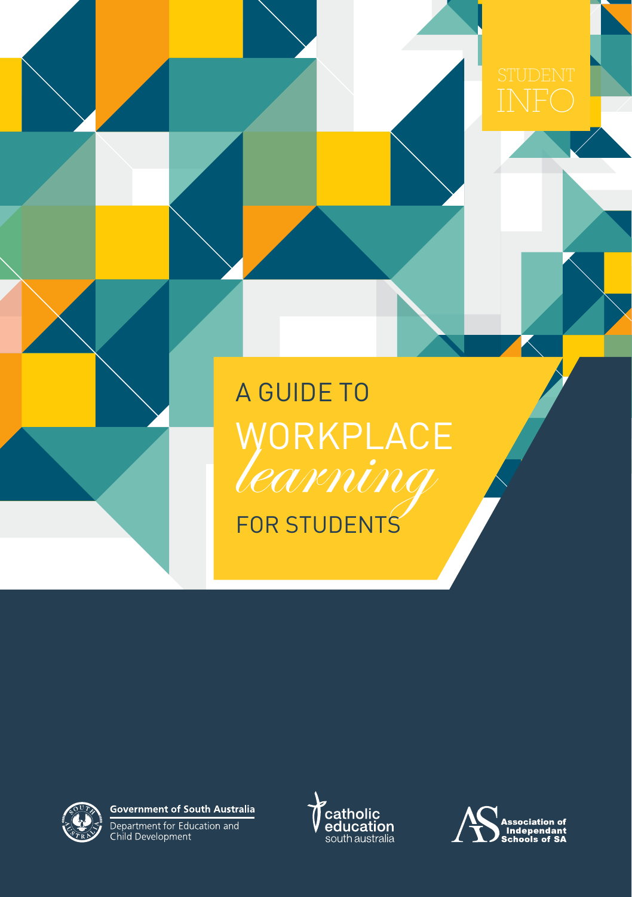STUDENT INFO

# A GUIDE TO WORKPLACE *learning* FOR STUDENTS

Government of South Australia
Department for Education and Child Development

catholic education south australia

Association of Independant Schools of SA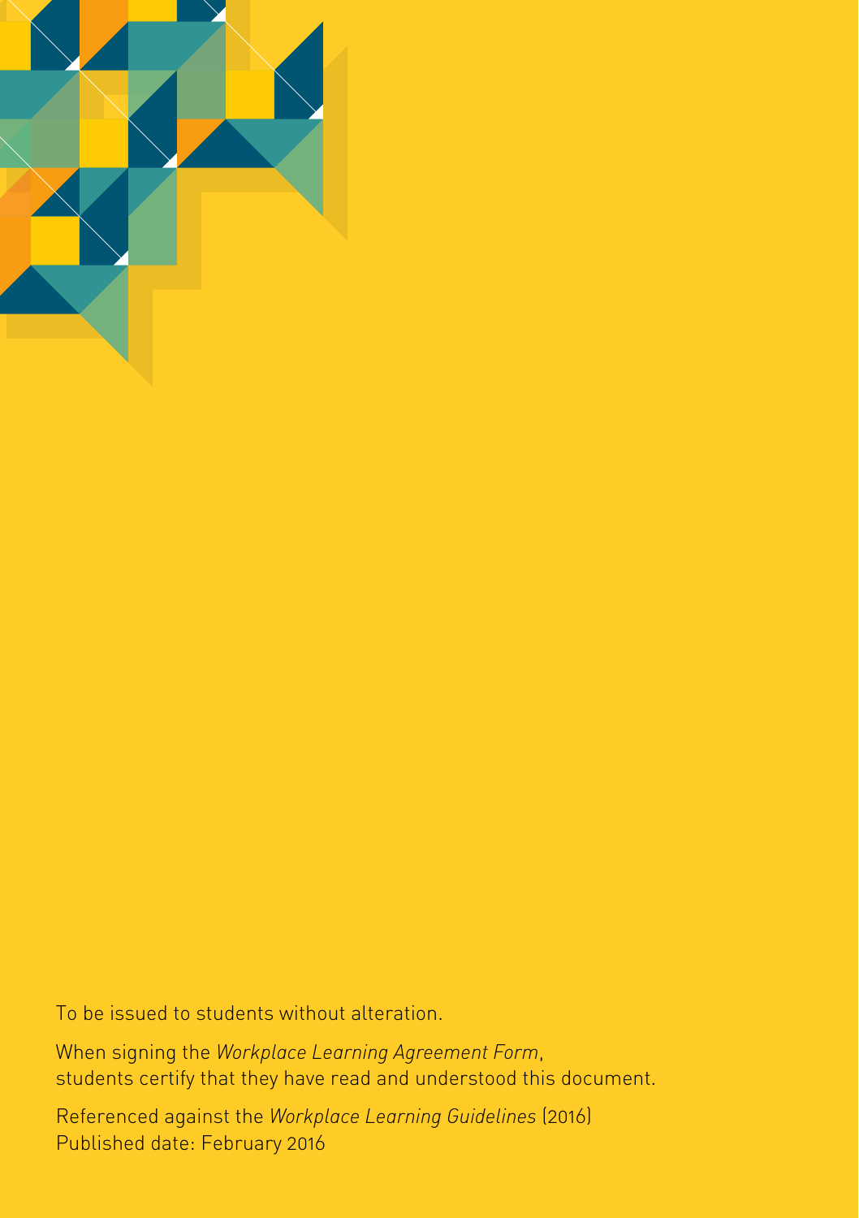To be issued to students without alteration.

When signing the *Workplace Learning Agreement Form*,
students certify that they have read and understood this document.

Referenced against the *Workplace Learning Guidelines* (2016)
Published date: February 2016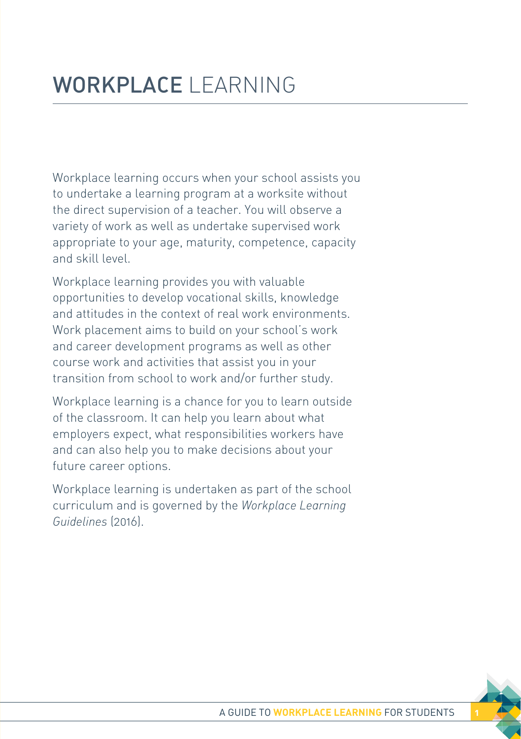# WORKPLACE LEARNING

Workplace learning occurs when your school assists you to undertake a learning program at a worksite without the direct supervision of a teacher. You will observe a variety of work as well as undertake supervised work appropriate to your age, maturity, competence, capacity and skill level.

Workplace learning provides you with valuable opportunities to develop vocational skills, knowledge and attitudes in the context of real work environments. Work placement aims to build on your school's work and career development programs as well as other course work and activities that assist you in your transition from school to work and/or further study.

Workplace learning is a chance for you to learn outside of the classroom. It can help you learn about what employers expect, what responsibilities workers have and can also help you to make decisions about your future career options.

Workplace learning is undertaken as part of the school curriculum and is governed by the *Workplace Learning Guidelines* (2016).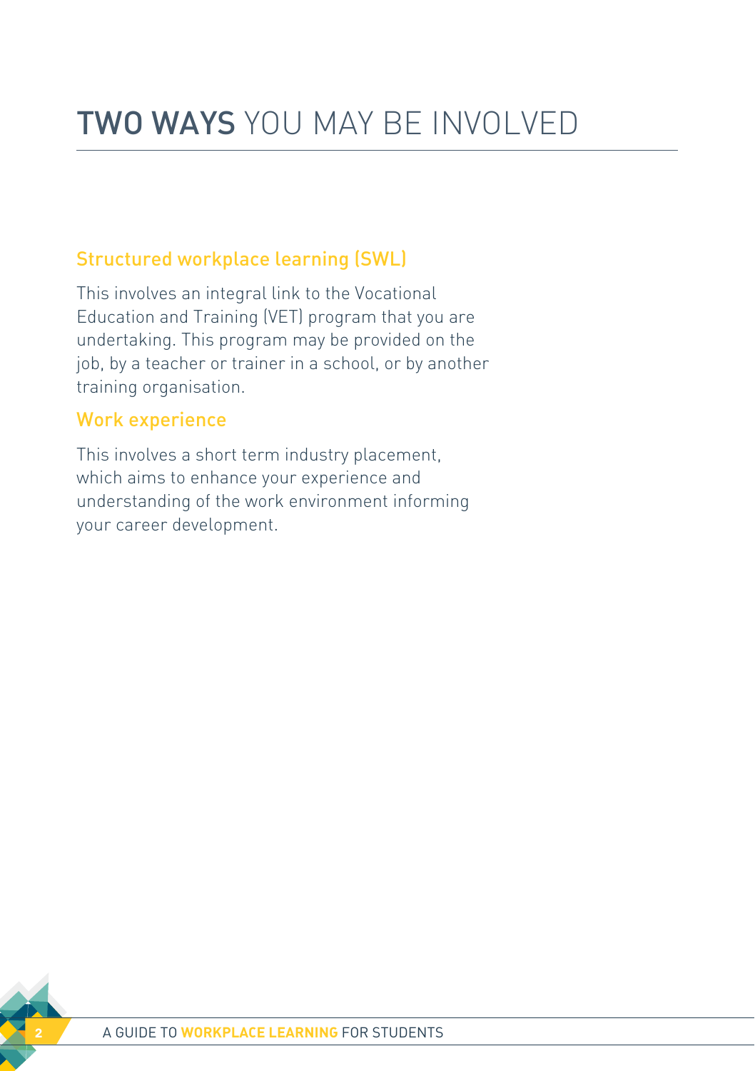# TWO WAYS YOU MAY BE INVOLVED

## Structured workplace learning (SWL)

This involves an integral link to the Vocational Education and Training (VET) program that you are undertaking. This program may be provided on the job, by a teacher or trainer in a school, or by another training organisation.

## Work experience

This involves a short term industry placement, which aims to enhance your experience and understanding of the work environment informing your career development.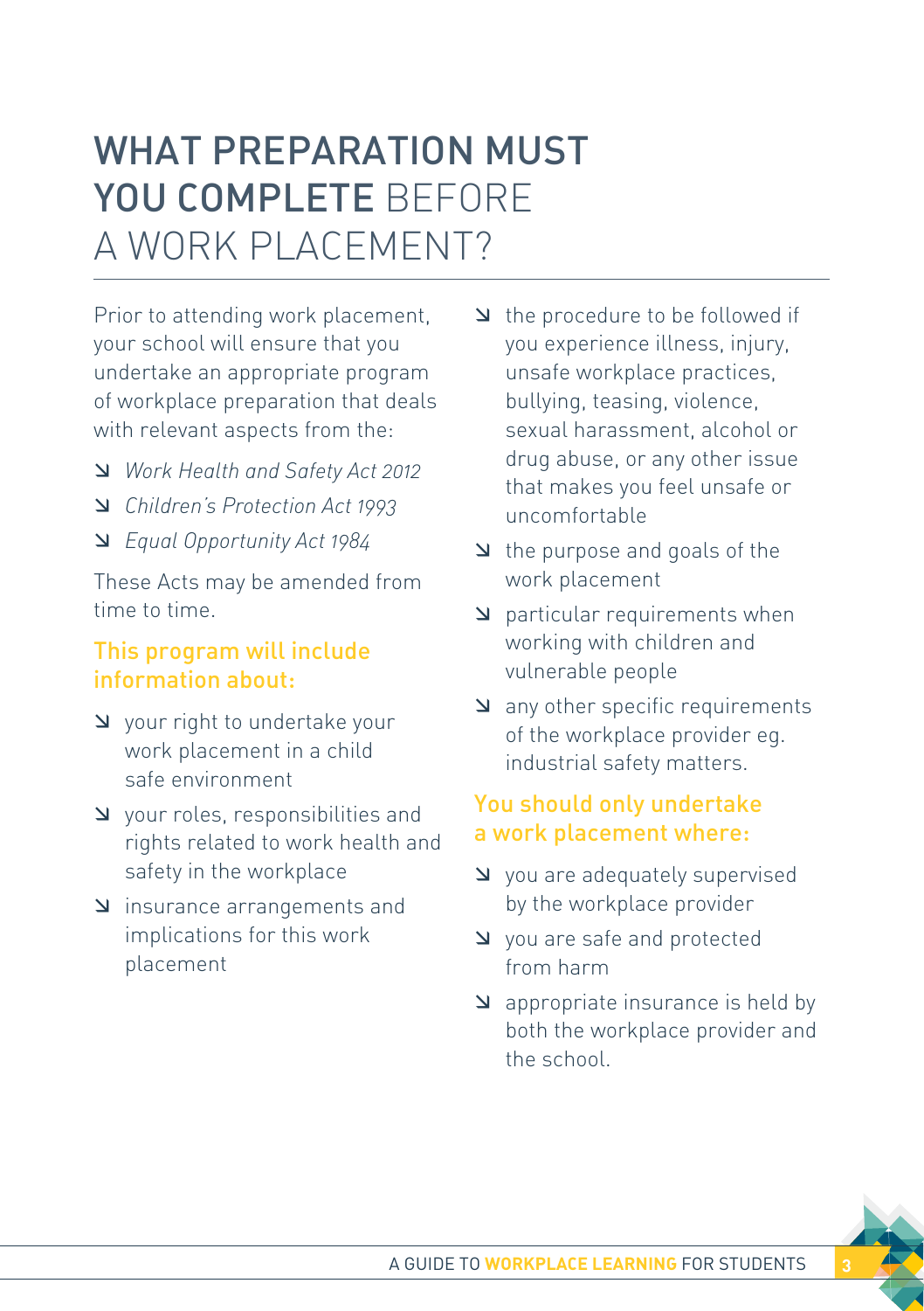# WHAT PREPARATION MUST YOU COMPLETE BEFORE A WORK PLACEMENT?

Prior to attending work placement, your school will ensure that you undertake an appropriate program of workplace preparation that deals with relevant aspects from the:

- *Work Health and Safety Act 2012*
- *Children's Protection Act 1993*
- *Equal Opportunity Act 1984*

These Acts may be amended from time to time.

### This program will include information about:

- your right to undertake your work placement in a child safe environment
- your roles, responsibilities and rights related to work health and safety in the workplace
- insurance arrangements and implications for this work placement
- the procedure to be followed if you experience illness, injury, unsafe workplace practices, bullying, teasing, violence, sexual harassment, alcohol or drug abuse, or any other issue that makes you feel unsafe or uncomfortable
- the purpose and goals of the work placement
- particular requirements when working with children and vulnerable people
- any other specific requirements of the workplace provider eg. industrial safety matters.

### You should only undertake a work placement where:

- you are adequately supervised by the workplace provider
- you are safe and protected from harm
- appropriate insurance is held by both the workplace provider and the school.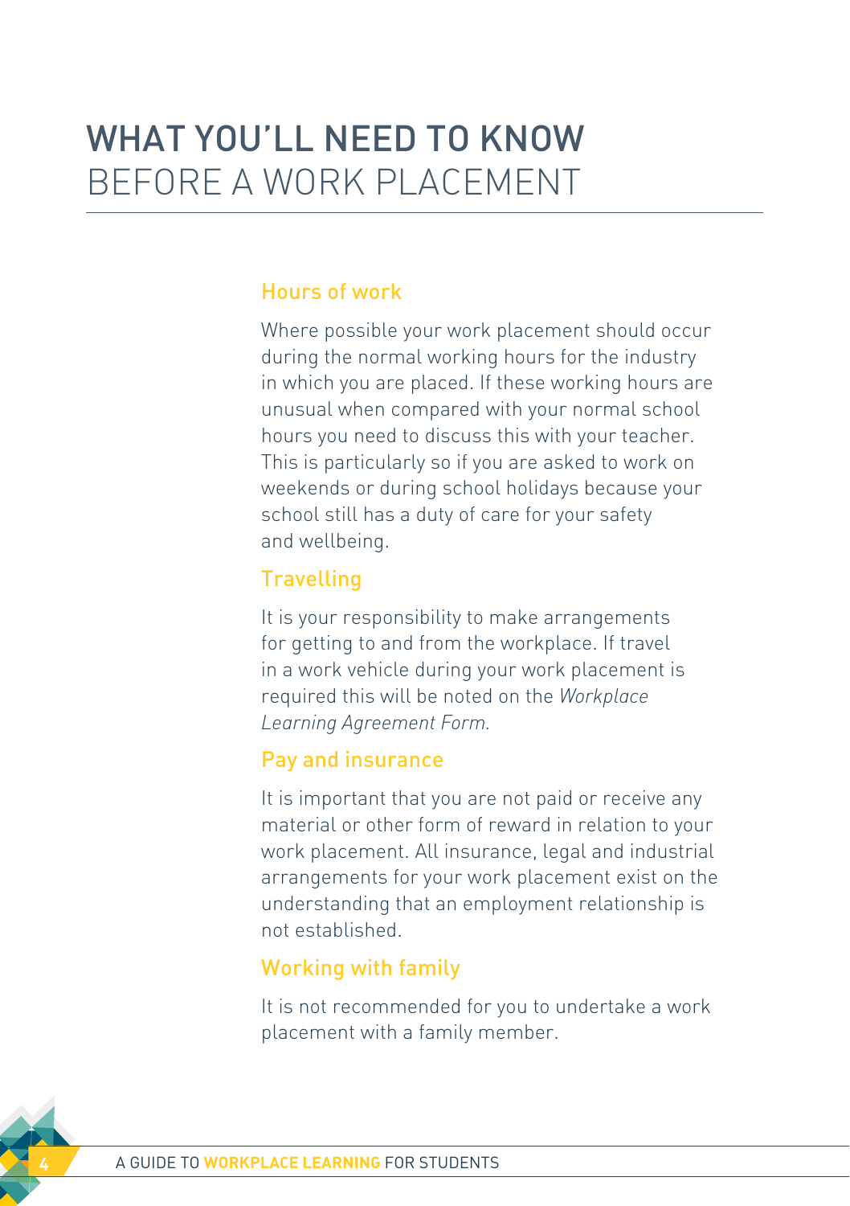# WHAT YOU'LL NEED TO KNOW BEFORE A WORK PLACEMENT

## Hours of work

Where possible your work placement should occur during the normal working hours for the industry in which you are placed. If these working hours are unusual when compared with your normal school hours you need to discuss this with your teacher. This is particularly so if you are asked to work on weekends or during school holidays because your school still has a duty of care for your safety and wellbeing.

## Travelling

It is your responsibility to make arrangements for getting to and from the workplace. If travel in a work vehicle during your work placement is required this will be noted on the *Workplace Learning Agreement Form*.

## Pay and insurance

It is important that you are not paid or receive any material or other form of reward in relation to your work placement. All insurance, legal and industrial arrangements for your work placement exist on the understanding that an employment relationship is not established.

## Working with family

It is not recommended for you to undertake a work placement with a family member.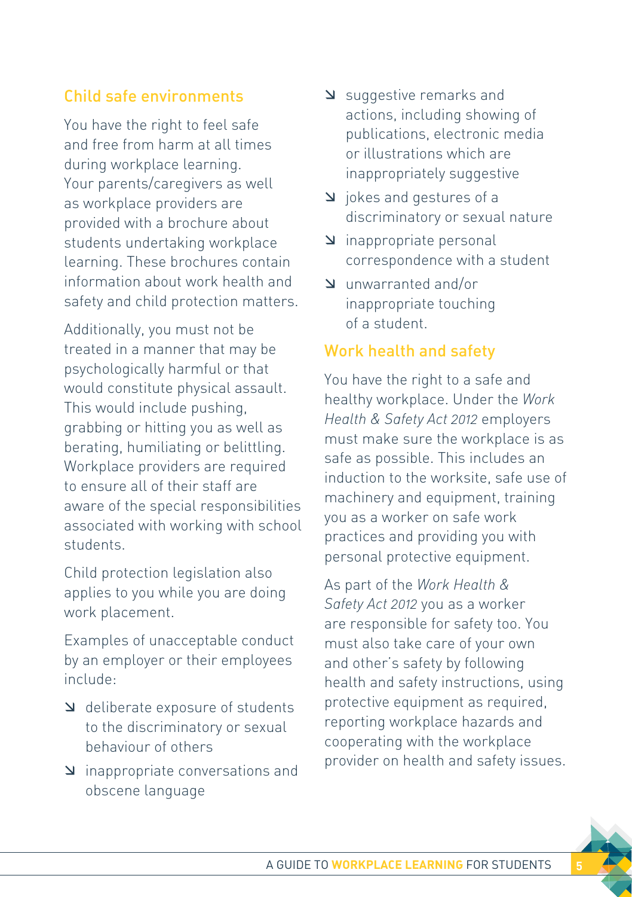## Child safe environments

You have the right to feel safe and free from harm at all times during workplace learning. Your parents/caregivers as well as workplace providers are provided with a brochure about students undertaking workplace learning. These brochures contain information about work health and safety and child protection matters.

Additionally, you must not be treated in a manner that may be psychologically harmful or that would constitute physical assault. This would include pushing, grabbing or hitting you as well as berating, humiliating or belittling. Workplace providers are required to ensure all of their staff are aware of the special responsibilities associated with working with school students.

Child protection legislation also applies to you while you are doing work placement.

Examples of unacceptable conduct by an employer or their employees include:

- deliberate exposure of students to the discriminatory or sexual behaviour of others
- inappropriate conversations and obscene language
- suggestive remarks and actions, including showing of publications, electronic media or illustrations which are inappropriately suggestive
- jokes and gestures of a discriminatory or sexual nature
- inappropriate personal correspondence with a student
- unwarranted and/or inappropriate touching of a student.

## Work health and safety

You have the right to a safe and healthy workplace. Under the *Work Health & Safety Act 2012* employers must make sure the workplace is as safe as possible. This includes an induction to the worksite, safe use of machinery and equipment, training you as a worker on safe work practices and providing you with personal protective equipment.

As part of the *Work Health & Safety Act 2012* you as a worker are responsible for safety too. You must also take care of your own and other's safety by following health and safety instructions, using protective equipment as required, reporting workplace hazards and cooperating with the workplace provider on health and safety issues.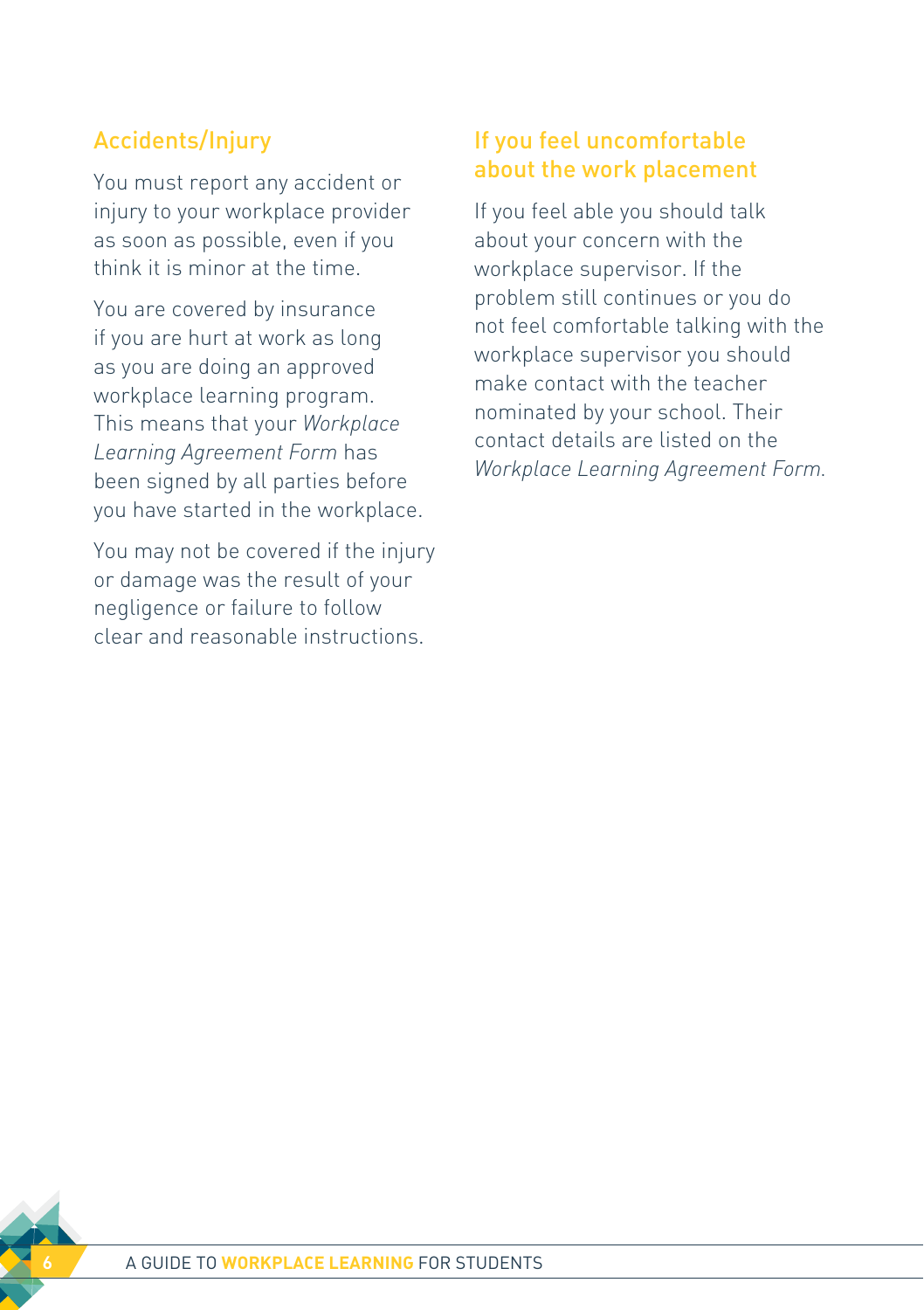## Accidents/Injury

You must report any accident or injury to your workplace provider as soon as possible, even if you think it is minor at the time.

You are covered by insurance if you are hurt at work as long as you are doing an approved workplace learning program. This means that your *Workplace Learning Agreement Form* has been signed by all parties before you have started in the workplace.

You may not be covered if the injury or damage was the result of your negligence or failure to follow clear and reasonable instructions.

## If you feel uncomfortable about the work placement

If you feel able you should talk about your concern with the workplace supervisor. If the problem still continues or you do not feel comfortable talking with the workplace supervisor you should make contact with the teacher nominated by your school. Their contact details are listed on the *Workplace Learning Agreement Form.*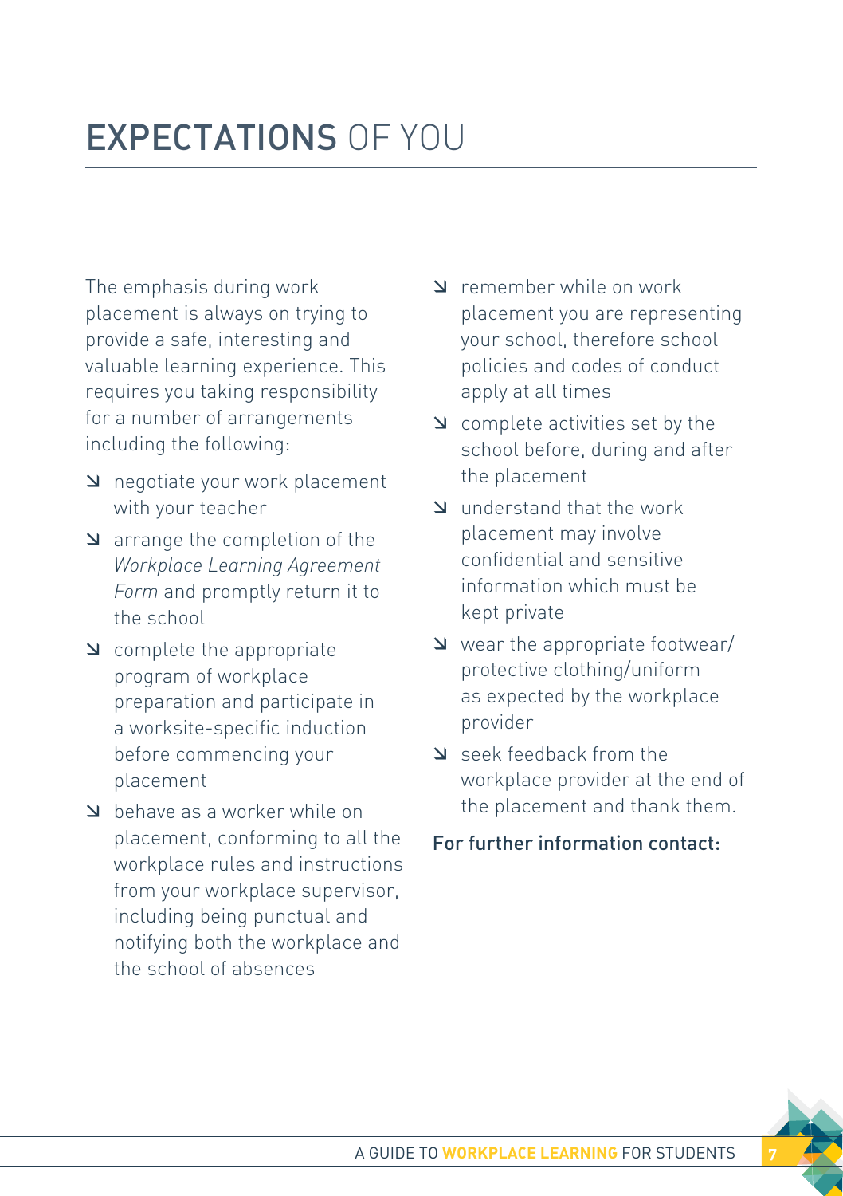# EXPECTATIONS OF YOU

The emphasis during work placement is always on trying to provide a safe, interesting and valuable learning experience. This requires you taking responsibility for a number of arrangements including the following:

- negotiate your work placement with your teacher
- arrange the completion of the *Workplace Learning Agreement Form* and promptly return it to the school
- complete the appropriate program of workplace preparation and participate in a worksite-specific induction before commencing your placement
- behave as a worker while on placement, conforming to all the workplace rules and instructions from your workplace supervisor, including being punctual and notifying both the workplace and the school of absences
- remember while on work placement you are representing your school, therefore school policies and codes of conduct apply at all times
- complete activities set by the school before, during and after the placement
- understand that the work placement may involve confidential and sensitive information which must be kept private
- wear the appropriate footwear/ protective clothing/uniform as expected by the workplace provider
- seek feedback from the workplace provider at the end of the placement and thank them.

**For further information contact:**